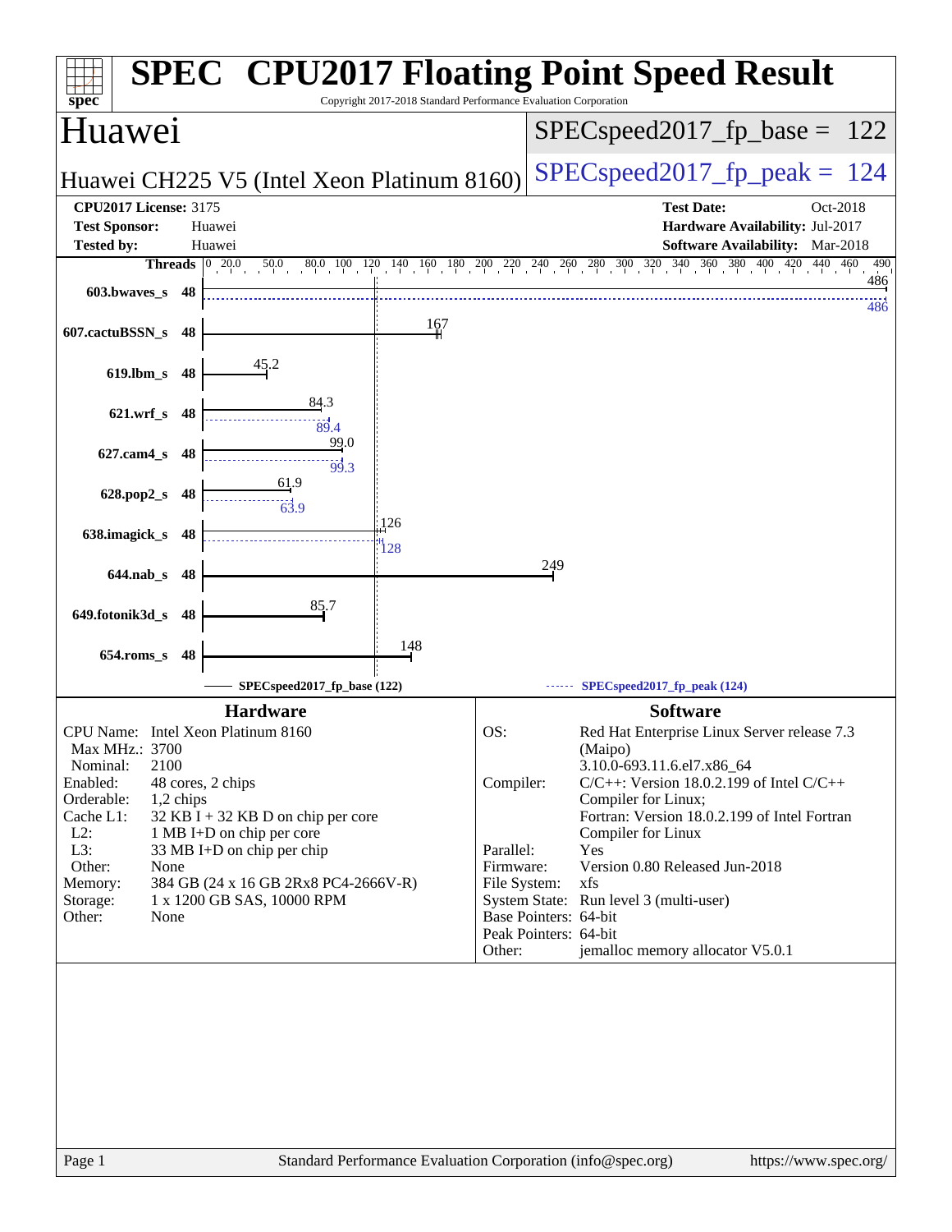# SPEC CPU2017 Floating Point Speed Result

Copyright 2017-2018 Standard Performance Evaluation Corporation

## Huawei

**Huawei CH225 V5 (Intel Xeon Platinum 8160)**

SPECspeed2017_fp_base = 122

SPECspeed2017_fp_peak = 124

| | | | |
|---|---|---|---|
| **CPU2017 License:** | 3175 | **Test Date:** | Oct-2018 |
| **Test Sponsor:** | Huawei | **Hardware Availability:** | Jul-2017 |
| **Tested by:** | Huawei | **Software Availability:** | Mar-2018 |

| Benchmark | Threads | Base | Peak |
|---|---|---|---|
| 603.bwaves_s | 48 | 486 | 486 |
| 607.cactuBSSN_s | 48 | 167 | |
| 619.lbm_s | 48 | 45.2 | |
| 621.wrf_s | 48 | 84.3 | 89.4 |
| 627.cam4_s | 48 | 99.0 | 99.3 |
| 628.pop2_s | 48 | 61.9 | 63.9 |
| 638.imagick_s | 48 | 126 | 128 |
| 644.nab_s | 48 | 249 | |
| 649.fotonik3d_s | 48 | 85.7 | |
| 654.roms_s | 48 | 148 | |

SPECspeed2017_fp_base (122) — SPECspeed2017_fp_peak (124)

### Hardware

| | |
|---|---|
| CPU Name: | Intel Xeon Platinum 8160 |
| Max MHz.: | 3700 |
| Nominal: | 2100 |
| Enabled: | 48 cores, 2 chips |
| Orderable: | 1,2 chips |
| Cache L1: | 32 KB I + 32 KB D on chip per core |
| L2: | 1 MB I+D on chip per core |
| L3: | 33 MB I+D on chip per chip |
| Other: | None |
| Memory: | 384 GB (24 x 16 GB 2Rx8 PC4-2666V-R) |
| Storage: | 1 x 1200 GB SAS, 10000 RPM |
| Other: | None |

### Software

| | |
|---|---|
| OS: | Red Hat Enterprise Linux Server release 7.3 (Maipo) 3.10.0-693.11.6.el7.x86_64 |
| Compiler: | C/C++: Version 18.0.2.199 of Intel C/C++ Compiler for Linux; Fortran: Version 18.0.2.199 of Intel Fortran Compiler for Linux |
| Parallel: | Yes |
| Firmware: | Version 0.80 Released Jun-2018 |
| File System: | xfs |
| System State: | Run level 3 (multi-user) |
| Base Pointers: | 64-bit |
| Peak Pointers: | 64-bit |
| Other: | jemalloc memory allocator V5.0.1 |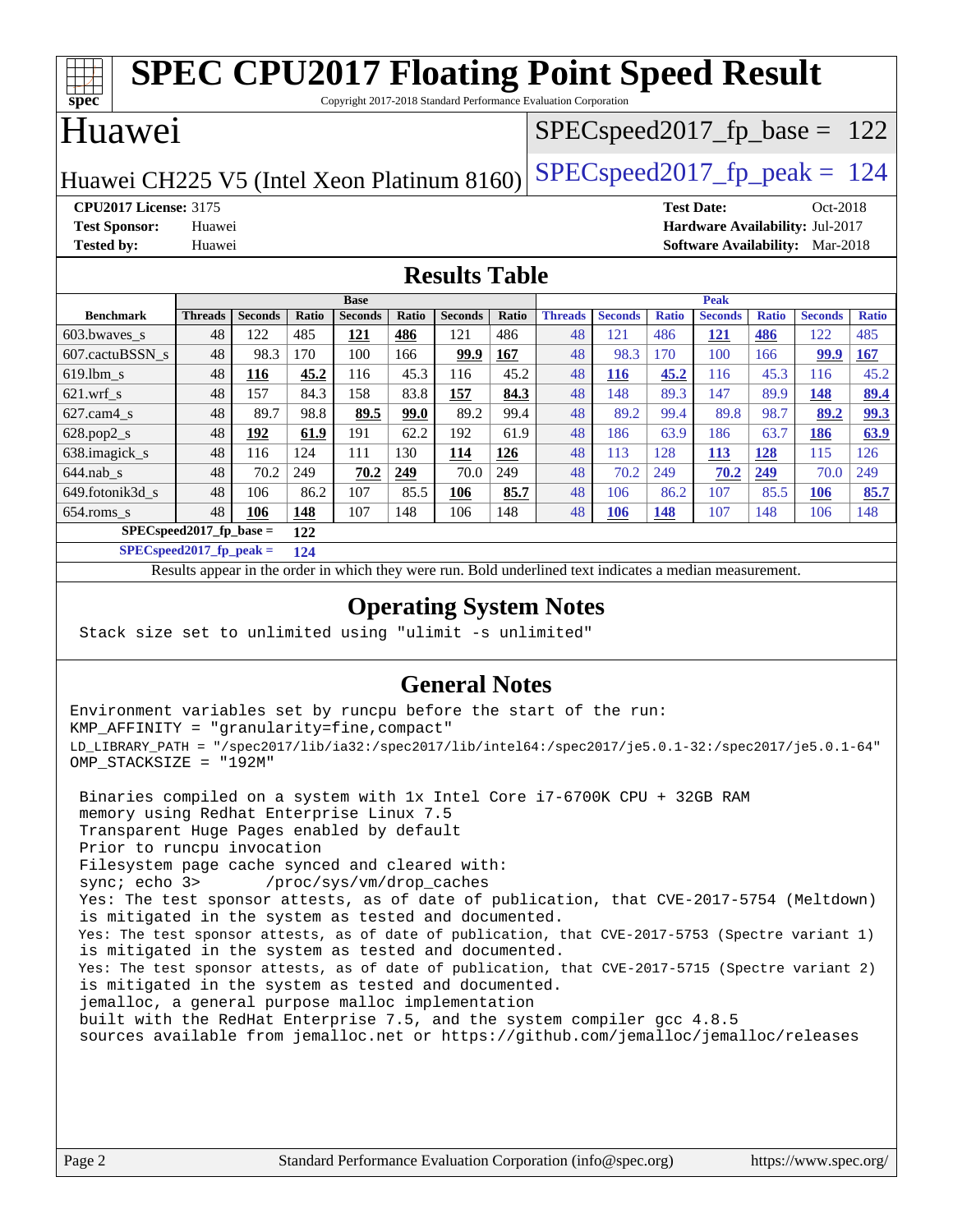# SPEC CPU2017 Floating Point Speed Result

Copyright 2017-2018 Standard Performance Evaluation Corporation

## Huawei

Huawei CH225 V5 (Intel Xeon Platinum 8160)

SPECspeed2017_fp_base = 122

SPECspeed2017_fp_peak = 124

**CPU2017 License:** 3175
**Test Sponsor:** Huawei
**Tested by:** Huawei

**Test Date:** Oct-2018
**Hardware Availability:** Jul-2017
**Software Availability:** Mar-2018

## Results Table

| Benchmark | Base | | | | | | | Peak | | | | | | |
|---|---|---|---|---|---|---|---|---|---|---|---|---|---|---|
| | Threads | Seconds | Ratio | Seconds | Ratio | Seconds | Ratio | Threads | Seconds | Ratio | Seconds | Ratio | Seconds | Ratio |
| 603.bwaves_s | 48 | 122 | 485 | **121** | **486** | 121 | 486 | 48 | 121 | 486 | **121** | **486** | 122 | 485 |
| 607.cactuBSSN_s | 48 | 98.3 | 170 | 100 | 166 | **99.9** | **167** | 48 | 98.3 | 170 | 100 | 166 | **99.9** | **167** |
| 619.lbm_s | 48 | **116** | **45.2** | 116 | 45.3 | 116 | 45.2 | 48 | **116** | **45.2** | 116 | 45.3 | 116 | 45.2 |
| 621.wrf_s | 48 | 157 | 84.3 | 158 | 83.8 | **157** | **84.3** | 48 | 148 | 89.3 | 147 | 89.9 | **148** | **89.4** |
| 627.cam4_s | 48 | 89.7 | 98.8 | **89.5** | **99.0** | 89.2 | 99.4 | 48 | 89.2 | 99.4 | 89.8 | 98.7 | **89.2** | **99.3** |
| 628.pop2_s | 48 | **192** | **61.9** | 191 | 62.2 | 192 | 61.9 | 48 | 186 | 63.9 | 186 | 63.7 | **186** | **63.9** |
| 638.imagick_s | 48 | 116 | 124 | 111 | 130 | **114** | **126** | 48 | 113 | 128 | **113** | **128** | 115 | 126 |
| 644.nab_s | 48 | 70.2 | 249 | **70.2** | **249** | 70.0 | 249 | 48 | 70.2 | 249 | **70.2** | **249** | 70.0 | 249 |
| 649.fotonik3d_s | 48 | 106 | 86.2 | 107 | 85.5 | **106** | **85.7** | 48 | 106 | 86.2 | 107 | 85.5 | **106** | **85.7** |
| 654.roms_s | 48 | **106** | **148** | 107 | 148 | 106 | 148 | 48 | **106** | **148** | 107 | 148 | 106 | 148 |

**SPECspeed2017_fp_base = 122**

**SPECspeed2017_fp_peak = 124**

Results appear in the order in which they were run. Bold underlined text indicates a median measurement.

## Operating System Notes

```
Stack size set to unlimited using "ulimit -s unlimited"
```

## General Notes

```
Environment variables set by runcpu before the start of the run:
KMP_AFFINITY = "granularity=fine,compact"
LD_LIBRARY_PATH = "/spec2017/lib/ia32:/spec2017/lib/intel64:/spec2017/je5.0.1-32:/spec2017/je5.0.1-64"
OMP_STACKSIZE = "192M"

 Binaries compiled on a system with 1x Intel Core i7-6700K CPU + 32GB RAM
 memory using Redhat Enterprise Linux 7.5
 Transparent Huge Pages enabled by default
 Prior to runcpu invocation
 Filesystem page cache synced and cleared with:
 sync; echo 3>       /proc/sys/vm/drop_caches
 Yes: The test sponsor attests, as of date of publication, that CVE-2017-5754 (Meltdown)
 is mitigated in the system as tested and documented.
 Yes: The test sponsor attests, as of date of publication, that CVE-2017-5753 (Spectre variant 1)
 is mitigated in the system as tested and documented.
 Yes: The test sponsor attests, as of date of publication, that CVE-2017-5715 (Spectre variant 2)
 is mitigated in the system as tested and documented.
 jemalloc, a general purpose malloc implementation
 built with the RedHat Enterprise 7.5, and the system compiler gcc 4.8.5
 sources available from jemalloc.net or https://github.com/jemalloc/jemalloc/releases
```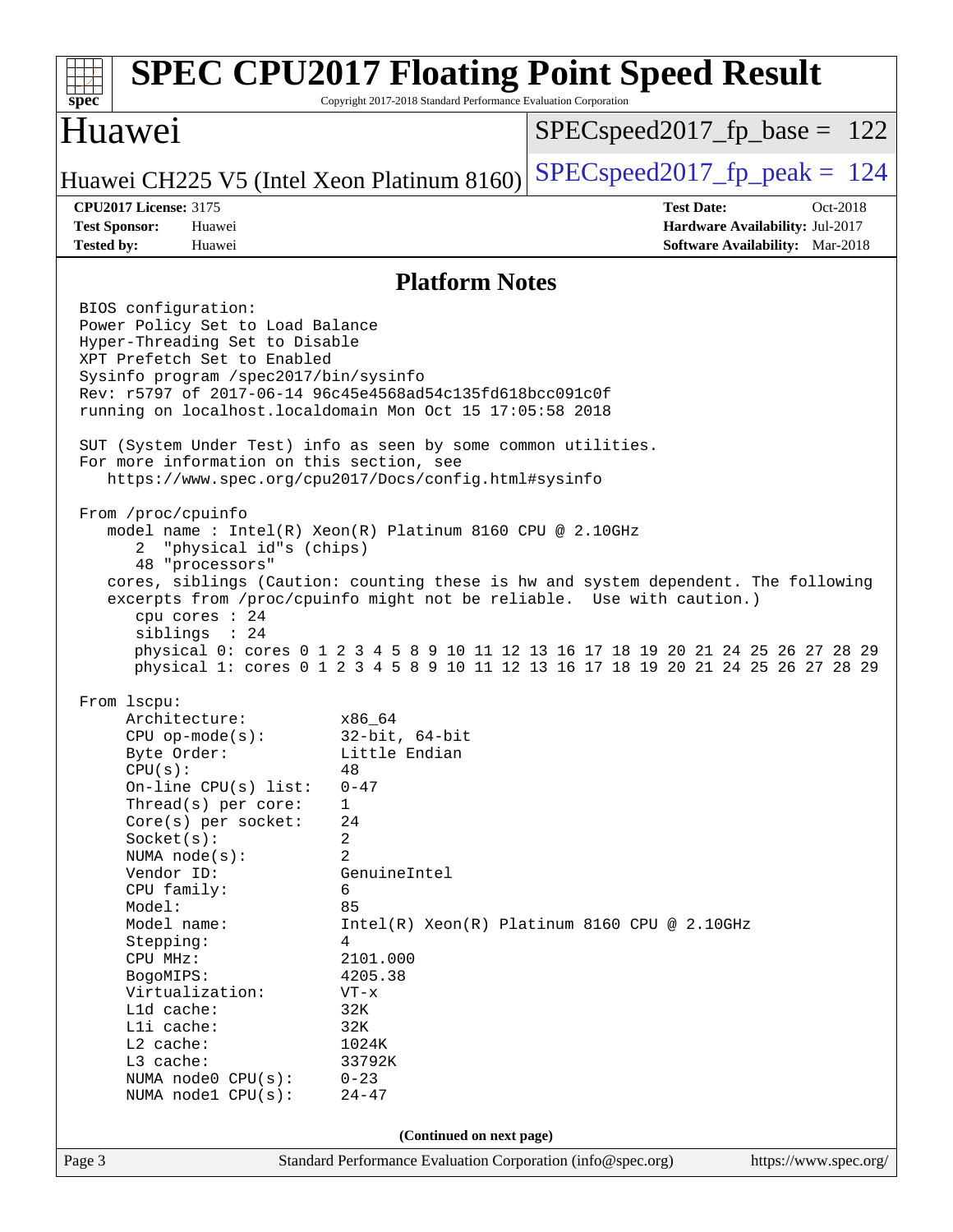# SPEC CPU2017 Floating Point Speed Result

Copyright 2017-2018 Standard Performance Evaluation Corporation

## Huawei

Huawei CH225 V5 (Intel Xeon Platinum 8160)

SPECspeed2017_fp_base = 122

SPECspeed2017_fp_peak = 124

**CPU2017 License:** 3175
**Test Sponsor:** Huawei
**Tested by:** Huawei

**Test Date:** Oct-2018
**Hardware Availability:** Jul-2017
**Software Availability:** Mar-2018

### Platform Notes

```
BIOS configuration:
Power Policy Set to Load Balance
Hyper-Threading Set to Disable
XPT Prefetch Set to Enabled
Sysinfo program /spec2017/bin/sysinfo
Rev: r5797 of 2017-06-14 96c45e4568ad54c135fd618bcc091c0f
running on localhost.localdomain Mon Oct 15 17:05:58 2018

SUT (System Under Test) info as seen by some common utilities.
For more information on this section, see
   https://www.spec.org/cpu2017/Docs/config.html#sysinfo

From /proc/cpuinfo
   model name : Intel(R) Xeon(R) Platinum 8160 CPU @ 2.10GHz
      2  "physical id"s (chips)
      48 "processors"
   cores, siblings (Caution: counting these is hw and system dependent. The following
   excerpts from /proc/cpuinfo might not be reliable.  Use with caution.)
      cpu cores : 24
      siblings  : 24
      physical 0: cores 0 1 2 3 4 5 8 9 10 11 12 13 16 17 18 19 20 21 24 25 26 27 28 29
      physical 1: cores 0 1 2 3 4 5 8 9 10 11 12 13 16 17 18 19 20 21 24 25 26 27 28 29

From lscpu:
     Architecture:          x86_64
     CPU op-mode(s):        32-bit, 64-bit
     Byte Order:            Little Endian
     CPU(s):                48
     On-line CPU(s) list:   0-47
     Thread(s) per core:    1
     Core(s) per socket:    24
     Socket(s):             2
     NUMA node(s):          2
     Vendor ID:             GenuineIntel
     CPU family:            6
     Model:                 85
     Model name:            Intel(R) Xeon(R) Platinum 8160 CPU @ 2.10GHz
     Stepping:              4
     CPU MHz:               2101.000
     BogoMIPS:              4205.38
     Virtualization:        VT-x
     L1d cache:             32K
     L1i cache:             32K
     L2 cache:              1024K
     L3 cache:              33792K
     NUMA node0 CPU(s):     0-23
     NUMA node1 CPU(s):     24-47
```

(Continued on next page)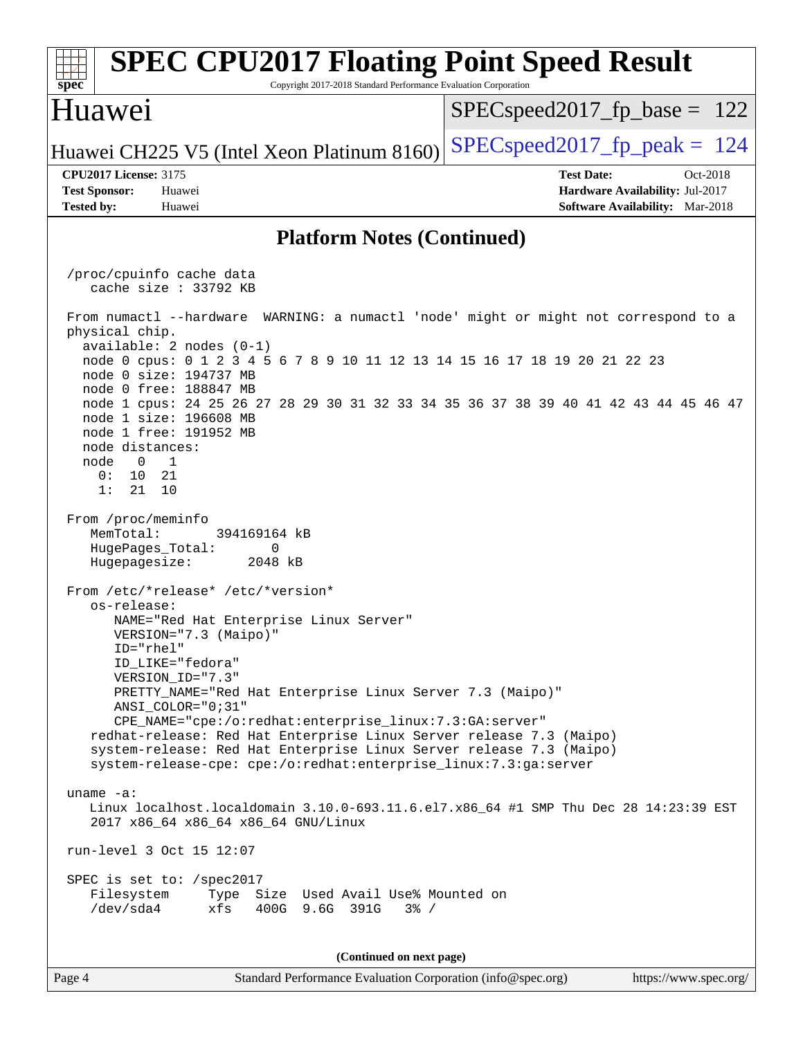## Platform Notes (Continued)

```
 /proc/cpuinfo cache data
    cache size : 33792 KB

 From numactl --hardware  WARNING: a numactl 'node' might or might not correspond to a
 physical chip.
   available: 2 nodes (0-1)
   node 0 cpus: 0 1 2 3 4 5 6 7 8 9 10 11 12 13 14 15 16 17 18 19 20 21 22 23
   node 0 size: 194737 MB
   node 0 free: 188847 MB
   node 1 cpus: 24 25 26 27 28 29 30 31 32 33 34 35 36 37 38 39 40 41 42 43 44 45 46 47
   node 1 size: 196608 MB
   node 1 free: 191952 MB
   node distances:
   node   0   1
     0:  10  21
     1:  21  10

 From /proc/meminfo
    MemTotal:       394169164 kB
    HugePages_Total:       0
    Hugepagesize:       2048 kB

 From /etc/*release* /etc/*version*
    os-release:
       NAME="Red Hat Enterprise Linux Server"
       VERSION="7.3 (Maipo)"
       ID="rhel"
       ID_LIKE="fedora"
       VERSION_ID="7.3"
       PRETTY_NAME="Red Hat Enterprise Linux Server 7.3 (Maipo)"
       ANSI_COLOR="0;31"
       CPE_NAME="cpe:/o:redhat:enterprise_linux:7.3:GA:server"
    redhat-release: Red Hat Enterprise Linux Server release 7.3 (Maipo)
    system-release: Red Hat Enterprise Linux Server release 7.3 (Maipo)
    system-release-cpe: cpe:/o:redhat:enterprise_linux:7.3:ga:server

 uname -a:
    Linux localhost.localdomain 3.10.0-693.11.6.el7.x86_64 #1 SMP Thu Dec 28 14:23:39 EST
    2017 x86_64 x86_64 x86_64 GNU/Linux

 run-level 3 Oct 15 12:07

 SPEC is set to: /spec2017
    Filesystem     Type  Size  Used Avail Use% Mounted on
    /dev/sda4      xfs   400G  9.6G  391G   3% /
```

**(Continued on next page)**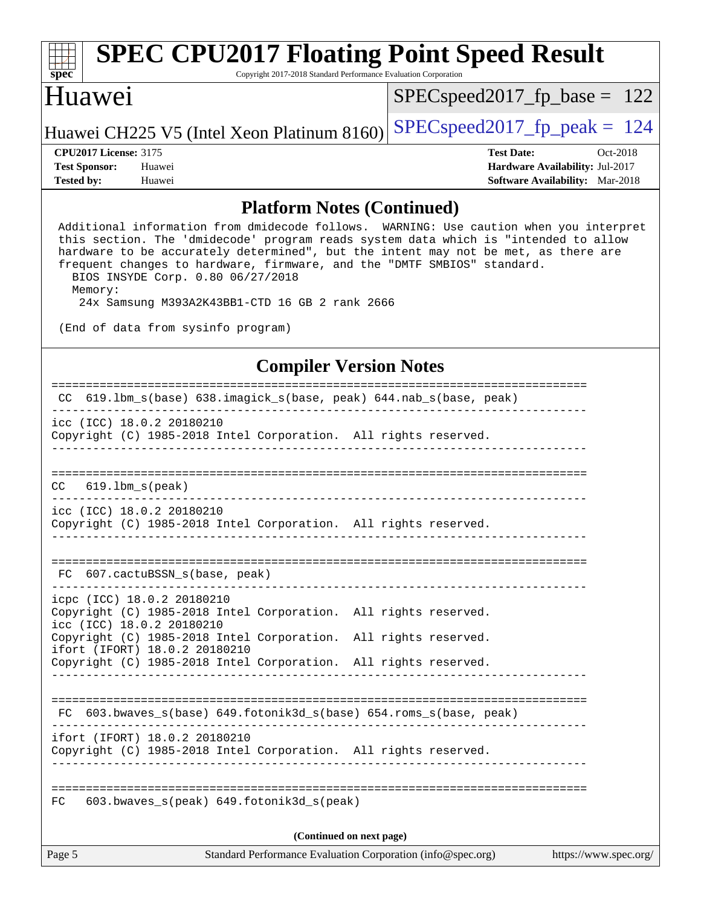## Platform Notes (Continued)

```
Additional information from dmidecode follows.  WARNING: Use caution when you interpret
this section. The 'dmidecode' program reads system data which is "intended to allow
hardware to be accurately determined", but the intent may not be met, as there are
frequent changes to hardware, firmware, and the "DMTF SMBIOS" standard.
  BIOS INSYDE Corp. 0.80 06/27/2018
  Memory:
   24x Samsung M393A2K43BB1-CTD 16 GB 2 rank 2666

(End of data from sysinfo program)
```

## Compiler Version Notes

```
==============================================================================
 CC  619.lbm_s(base) 638.imagick_s(base, peak) 644.nab_s(base, peak)
------------------------------------------------------------------------------
icc (ICC) 18.0.2 20180210
Copyright (C) 1985-2018 Intel Corporation.  All rights reserved.
------------------------------------------------------------------------------

==============================================================================
 CC  619.lbm_s(peak)
------------------------------------------------------------------------------
icc (ICC) 18.0.2 20180210
Copyright (C) 1985-2018 Intel Corporation.  All rights reserved.
------------------------------------------------------------------------------

==============================================================================
 FC  607.cactuBSSN_s(base, peak)
------------------------------------------------------------------------------
icpc (ICC) 18.0.2 20180210
Copyright (C) 1985-2018 Intel Corporation.  All rights reserved.
icc (ICC) 18.0.2 20180210
Copyright (C) 1985-2018 Intel Corporation.  All rights reserved.
ifort (IFORT) 18.0.2 20180210
Copyright (C) 1985-2018 Intel Corporation.  All rights reserved.
------------------------------------------------------------------------------

==============================================================================
 FC  603.bwaves_s(base) 649.fotonik3d_s(base) 654.roms_s(base, peak)
------------------------------------------------------------------------------
ifort (IFORT) 18.0.2 20180210
Copyright (C) 1985-2018 Intel Corporation.  All rights reserved.
------------------------------------------------------------------------------

==============================================================================
 FC  603.bwaves_s(peak) 649.fotonik3d_s(peak)
```

(Continued on next page)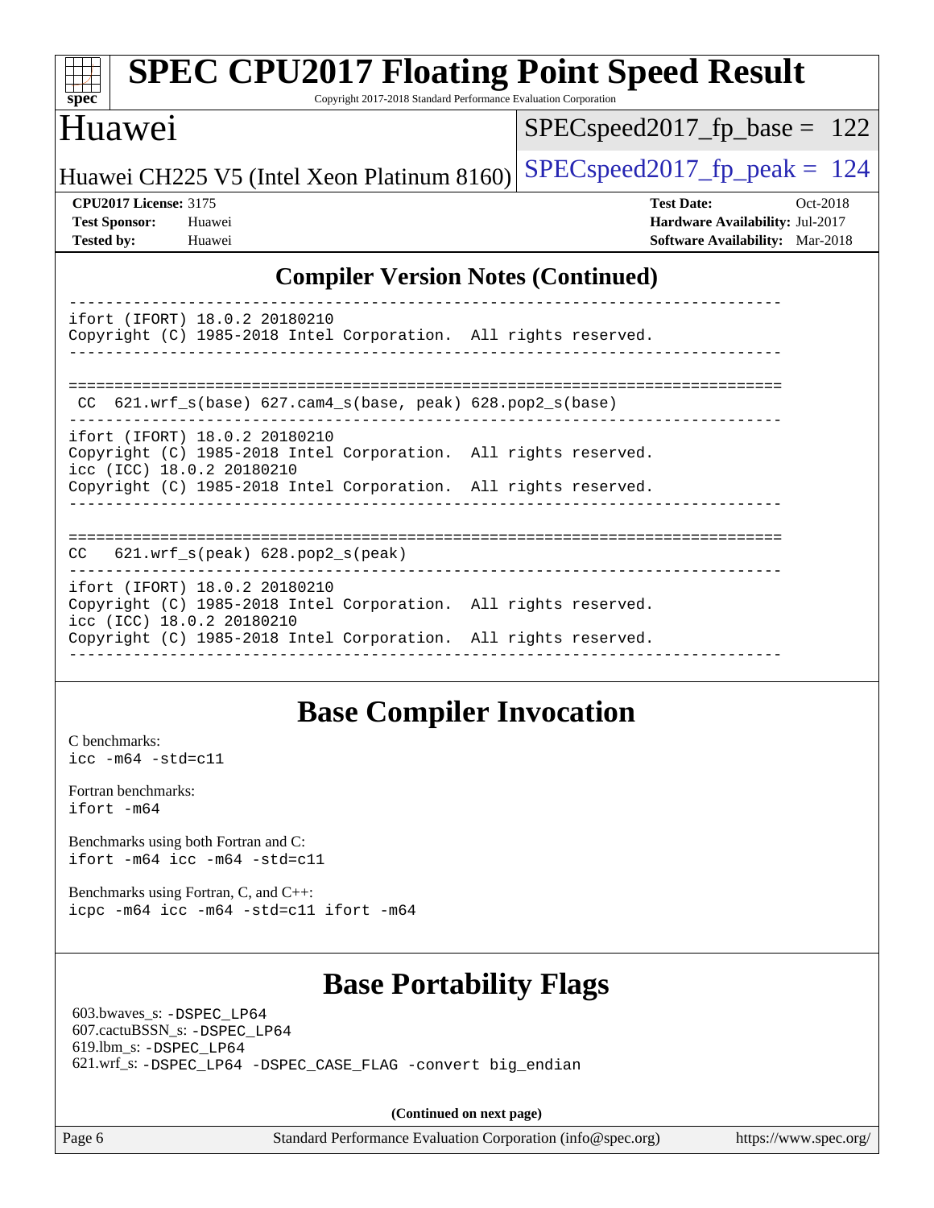## Compiler Version Notes (Continued)

```
------------------------------------------------------------------------------
ifort (IFORT) 18.0.2 20180210
Copyright (C) 1985-2018 Intel Corporation.  All rights reserved.
------------------------------------------------------------------------------

==============================================================================
 CC  621.wrf_s(base) 627.cam4_s(base, peak) 628.pop2_s(base)
------------------------------------------------------------------------------
ifort (IFORT) 18.0.2 20180210
Copyright (C) 1985-2018 Intel Corporation.  All rights reserved.
icc (ICC) 18.0.2 20180210
Copyright (C) 1985-2018 Intel Corporation.  All rights reserved.
------------------------------------------------------------------------------

==============================================================================
CC   621.wrf_s(peak) 628.pop2_s(peak)
------------------------------------------------------------------------------
ifort (IFORT) 18.0.2 20180210
Copyright (C) 1985-2018 Intel Corporation.  All rights reserved.
icc (ICC) 18.0.2 20180210
Copyright (C) 1985-2018 Intel Corporation.  All rights reserved.
------------------------------------------------------------------------------
```

## Base Compiler Invocation

C benchmarks:
`icc -m64 -std=c11`

Fortran benchmarks:
`ifort -m64`

Benchmarks using both Fortran and C:
`ifort -m64 icc -m64 -std=c11`

Benchmarks using Fortran, C, and C++:
`icpc -m64 icc -m64 -std=c11 ifort -m64`

## Base Portability Flags

603.bwaves_s: `-DSPEC_LP64`
607.cactuBSSN_s: `-DSPEC_LP64`
619.lbm_s: `-DSPEC_LP64`
621.wrf_s: `-DSPEC_LP64 -DSPEC_CASE_FLAG -convert big_endian`

**(Continued on next page)**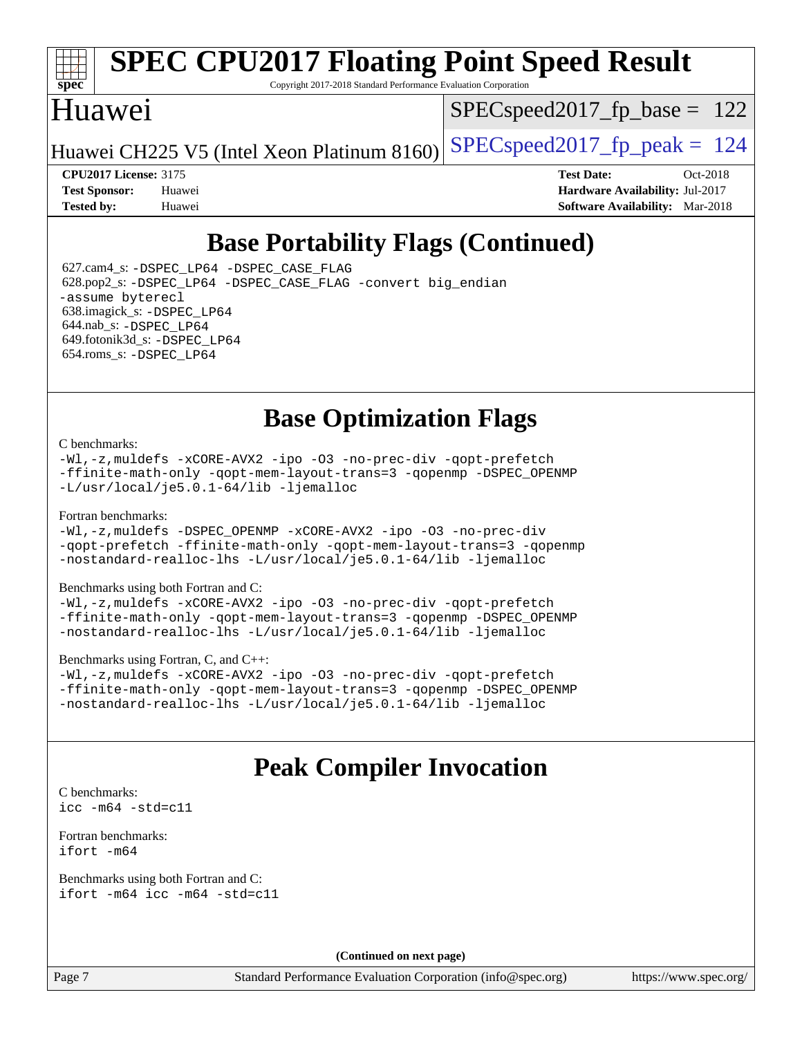# Base Portability Flags (Continued)

627.cam4_s: -DSPEC_LP64 -DSPEC_CASE_FLAG
628.pop2_s: -DSPEC_LP64 -DSPEC_CASE_FLAG -convert big_endian -assume byterecl
638.imagick_s: -DSPEC_LP64
644.nab_s: -DSPEC_LP64
649.fotonik3d_s: -DSPEC_LP64
654.roms_s: -DSPEC_LP64

# Base Optimization Flags

C benchmarks:
```
-Wl,-z,muldefs -xCORE-AVX2 -ipo -O3 -no-prec-div -qopt-prefetch
-ffinite-math-only -qopt-mem-layout-trans=3 -qopenmp -DSPEC_OPENMP
-L/usr/local/je5.0.1-64/lib -ljemalloc
```

Fortran benchmarks:
```
-Wl,-z,muldefs -DSPEC_OPENMP -xCORE-AVX2 -ipo -O3 -no-prec-div
-qopt-prefetch -ffinite-math-only -qopt-mem-layout-trans=3 -qopenmp
-nostandard-realloc-lhs -L/usr/local/je5.0.1-64/lib -ljemalloc
```

Benchmarks using both Fortran and C:
```
-Wl,-z,muldefs -xCORE-AVX2 -ipo -O3 -no-prec-div -qopt-prefetch
-ffinite-math-only -qopt-mem-layout-trans=3 -qopenmp -DSPEC_OPENMP
-nostandard-realloc-lhs -L/usr/local/je5.0.1-64/lib -ljemalloc
```

Benchmarks using Fortran, C, and C++:
```
-Wl,-z,muldefs -xCORE-AVX2 -ipo -O3 -no-prec-div -qopt-prefetch
-ffinite-math-only -qopt-mem-layout-trans=3 -qopenmp -DSPEC_OPENMP
-nostandard-realloc-lhs -L/usr/local/je5.0.1-64/lib -ljemalloc
```

# Peak Compiler Invocation

C benchmarks:
```
icc -m64 -std=c11
```

Fortran benchmarks:
```
ifort -m64
```

Benchmarks using both Fortran and C:
```
ifort -m64 icc -m64 -std=c11
```

**(Continued on next page)**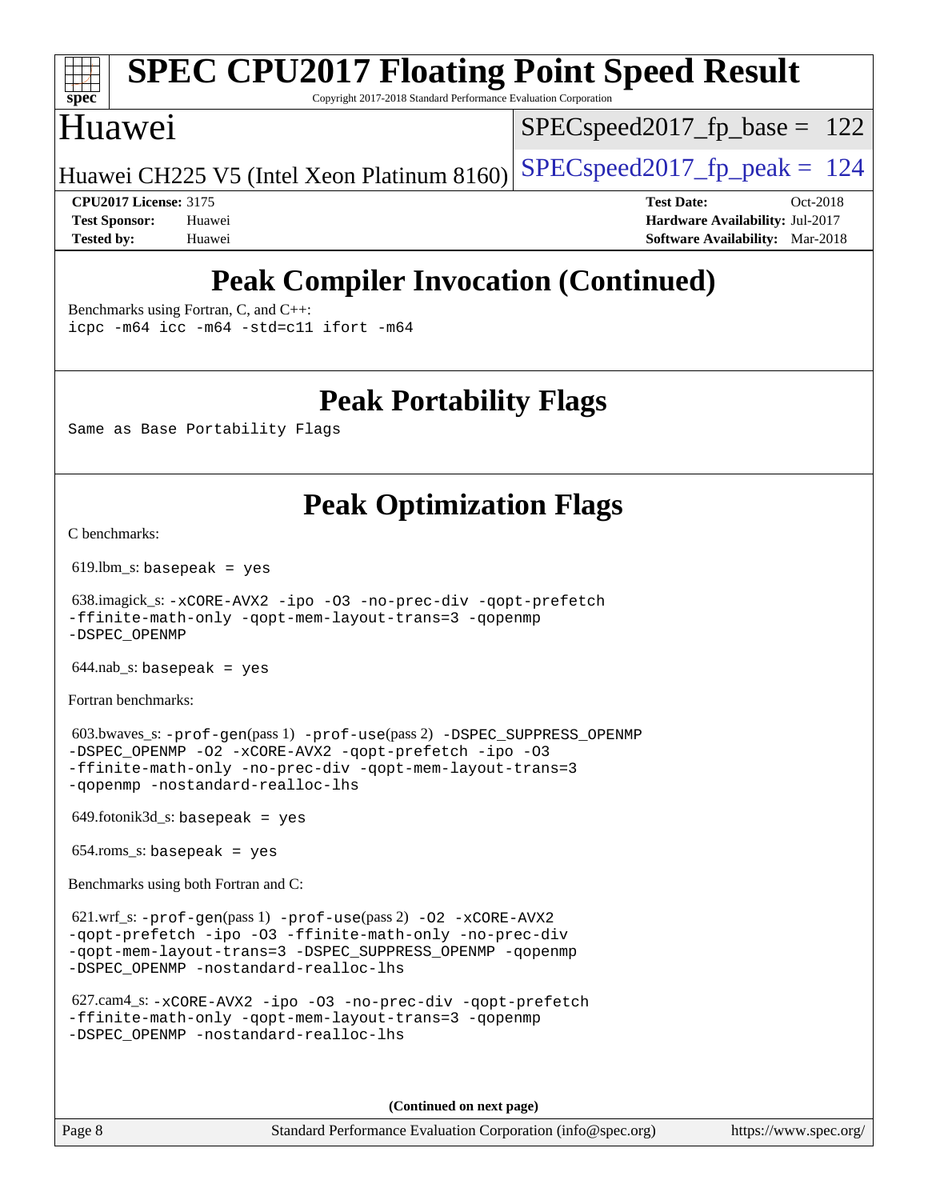## Peak Compiler Invocation (Continued)

Benchmarks using Fortran, C, and C++:
```
icpc -m64 icc -m64 -std=c11 ifort -m64
```

## Peak Portability Flags

Same as Base Portability Flags

## Peak Optimization Flags

C benchmarks:

619.lbm_s: basepeak = yes

638.imagick_s: -xCORE-AVX2 -ipo -O3 -no-prec-div -qopt-prefetch -ffinite-math-only -qopt-mem-layout-trans=3 -qopenmp -DSPEC_OPENMP

644.nab_s: basepeak = yes

Fortran benchmarks:

603.bwaves_s: -prof-gen(pass 1) -prof-use(pass 2) -DSPEC_SUPPRESS_OPENMP -DSPEC_OPENMP -O2 -xCORE-AVX2 -qopt-prefetch -ipo -O3 -ffinite-math-only -no-prec-div -qopt-mem-layout-trans=3 -qopenmp -nostandard-realloc-lhs

649.fotonik3d_s: basepeak = yes

654.roms_s: basepeak = yes

Benchmarks using both Fortran and C:

621.wrf_s: -prof-gen(pass 1) -prof-use(pass 2) -O2 -xCORE-AVX2 -qopt-prefetch -ipo -O3 -ffinite-math-only -no-prec-div -qopt-mem-layout-trans=3 -DSPEC_SUPPRESS_OPENMP -qopenmp -DSPEC_OPENMP -nostandard-realloc-lhs

627.cam4_s: -xCORE-AVX2 -ipo -O3 -no-prec-div -qopt-prefetch -ffinite-math-only -qopt-mem-layout-trans=3 -qopenmp -DSPEC_OPENMP -nostandard-realloc-lhs

(Continued on next page)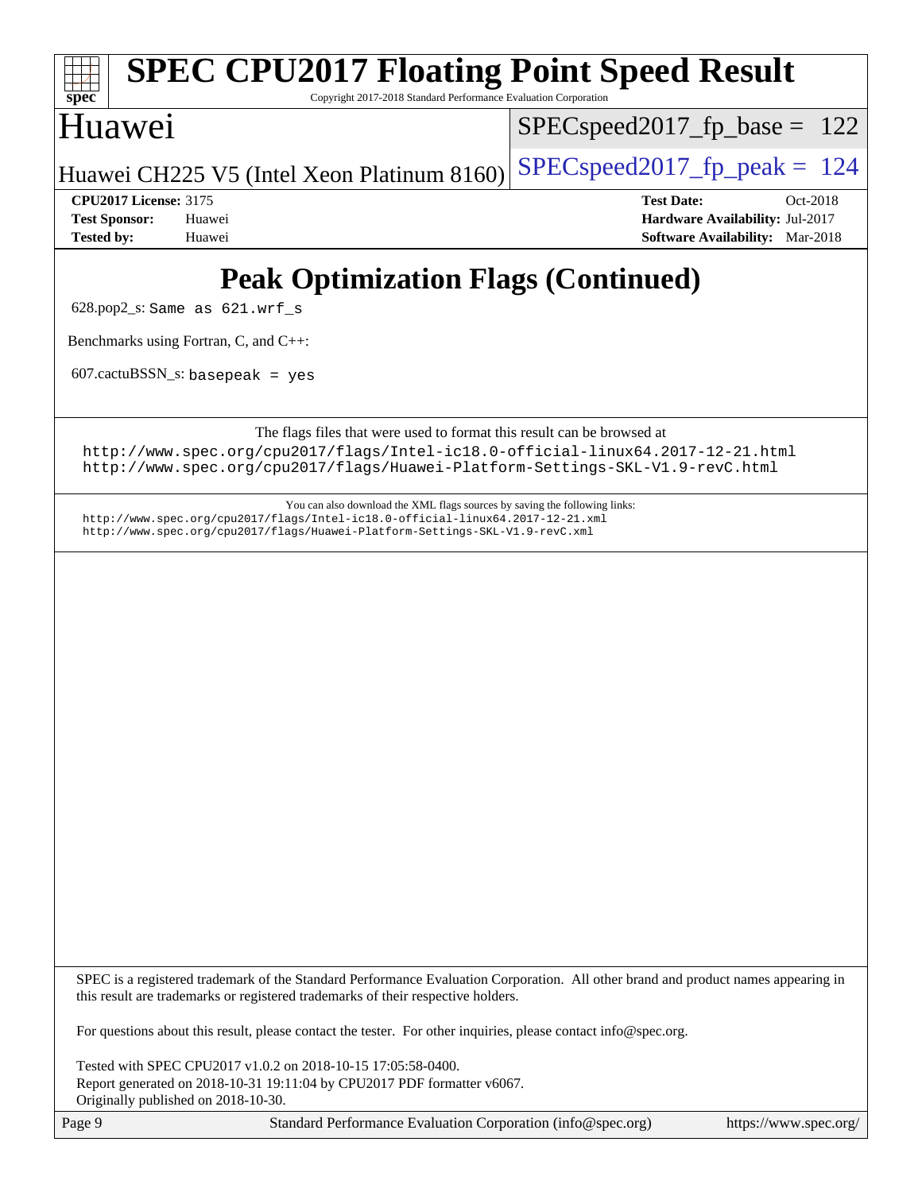# Peak Optimization Flags (Continued)

628.pop2_s: Same as 621.wrf_s

Benchmarks using Fortran, C, and C++:

607.cactuBSSN_s: basepeak = yes

The flags files that were used to format this result can be browsed at
http://www.spec.org/cpu2017/flags/Intel-ic18.0-official-linux64.2017-12-21.html
http://www.spec.org/cpu2017/flags/Huawei-Platform-Settings-SKL-V1.9-revC.html

You can also download the XML flags sources by saving the following links:
http://www.spec.org/cpu2017/flags/Intel-ic18.0-official-linux64.2017-12-21.xml
http://www.spec.org/cpu2017/flags/Huawei-Platform-Settings-SKL-V1.9-revC.xml

SPEC is a registered trademark of the Standard Performance Evaluation Corporation. All other brand and product names appearing in this result are trademarks or registered trademarks of their respective holders.

For questions about this result, please contact the tester. For other inquiries, please contact info@spec.org.

Tested with SPEC CPU2017 v1.0.2 on 2018-10-15 17:05:58-0400.
Report generated on 2018-10-31 19:11:04 by CPU2017 PDF formatter v6067.
Originally published on 2018-10-30.